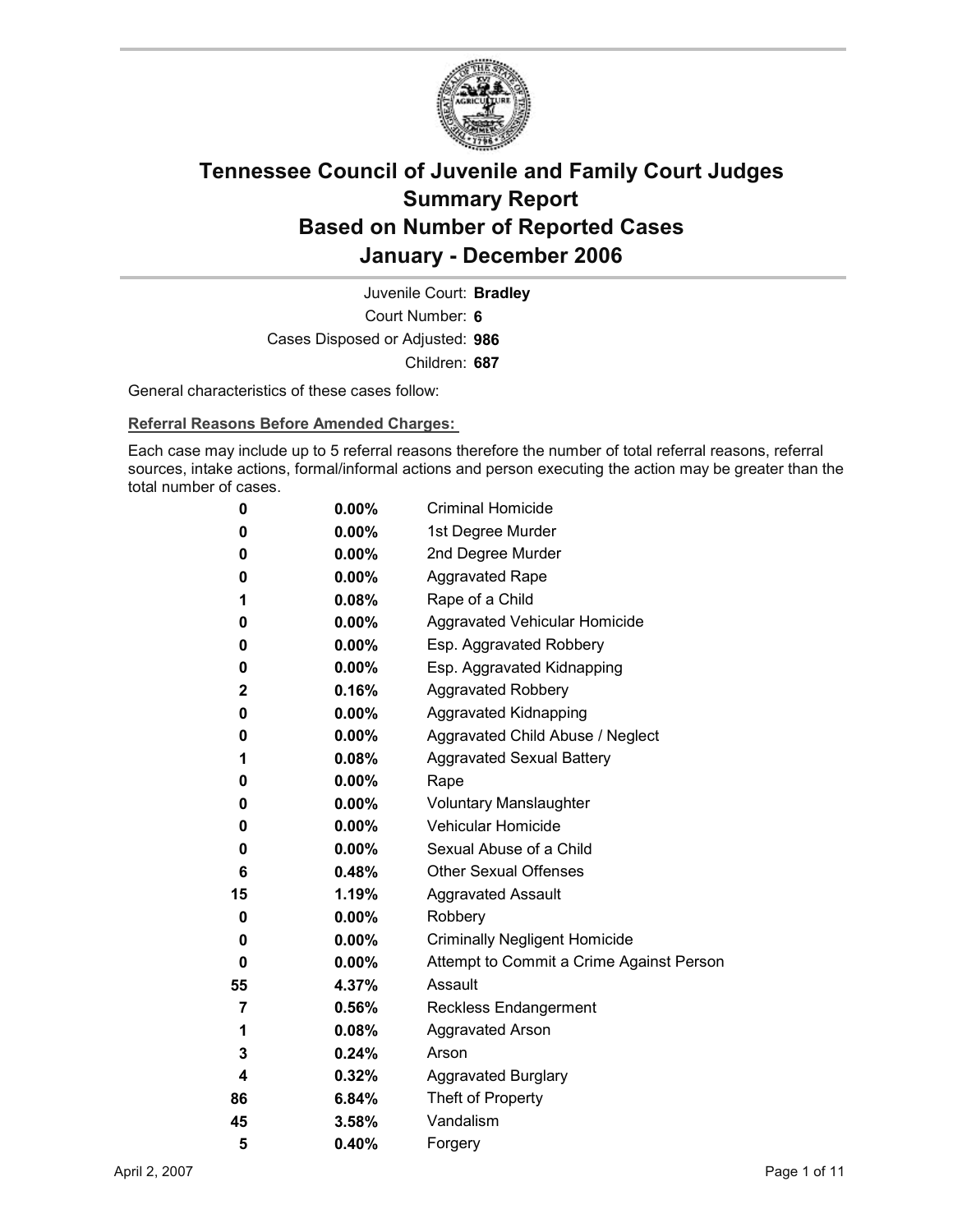# Tennessee Council of Juvenile and Family Court Judges
# Summary Report
# Based on Number of Reported Cases
# January - December 2006

Juvenile Court: **Bradley**
Court Number: **6**
Cases Disposed or Adjusted: **986**
Children: **687**

General characteristics of these cases follow:

**Referral Reasons Before Amended Charges:**

Each case may include up to 5 referral reasons therefore the number of total referral reasons, referral sources, intake actions, formal/informal actions and person executing the action may be greater than the total number of cases.

| | | |
|---|---|---|
| 0 | 0.00% | Criminal Homicide |
| 0 | 0.00% | 1st Degree Murder |
| 0 | 0.00% | 2nd Degree Murder |
| 0 | 0.00% | Aggravated Rape |
| 1 | 0.08% | Rape of a Child |
| 0 | 0.00% | Aggravated Vehicular Homicide |
| 0 | 0.00% | Esp. Aggravated Robbery |
| 0 | 0.00% | Esp. Aggravated Kidnapping |
| 2 | 0.16% | Aggravated Robbery |
| 0 | 0.00% | Aggravated Kidnapping |
| 0 | 0.00% | Aggravated Child Abuse / Neglect |
| 1 | 0.08% | Aggravated Sexual Battery |
| 0 | 0.00% | Rape |
| 0 | 0.00% | Voluntary Manslaughter |
| 0 | 0.00% | Vehicular Homicide |
| 0 | 0.00% | Sexual Abuse of a Child |
| 6 | 0.48% | Other Sexual Offenses |
| 15 | 1.19% | Aggravated Assault |
| 0 | 0.00% | Robbery |
| 0 | 0.00% | Criminally Negligent Homicide |
| 0 | 0.00% | Attempt to Commit a Crime Against Person |
| 55 | 4.37% | Assault |
| 7 | 0.56% | Reckless Endangerment |
| 1 | 0.08% | Aggravated Arson |
| 3 | 0.24% | Arson |
| 4 | 0.32% | Aggravated Burglary |
| 86 | 6.84% | Theft of Property |
| 45 | 3.58% | Vandalism |
| 5 | 0.40% | Forgery |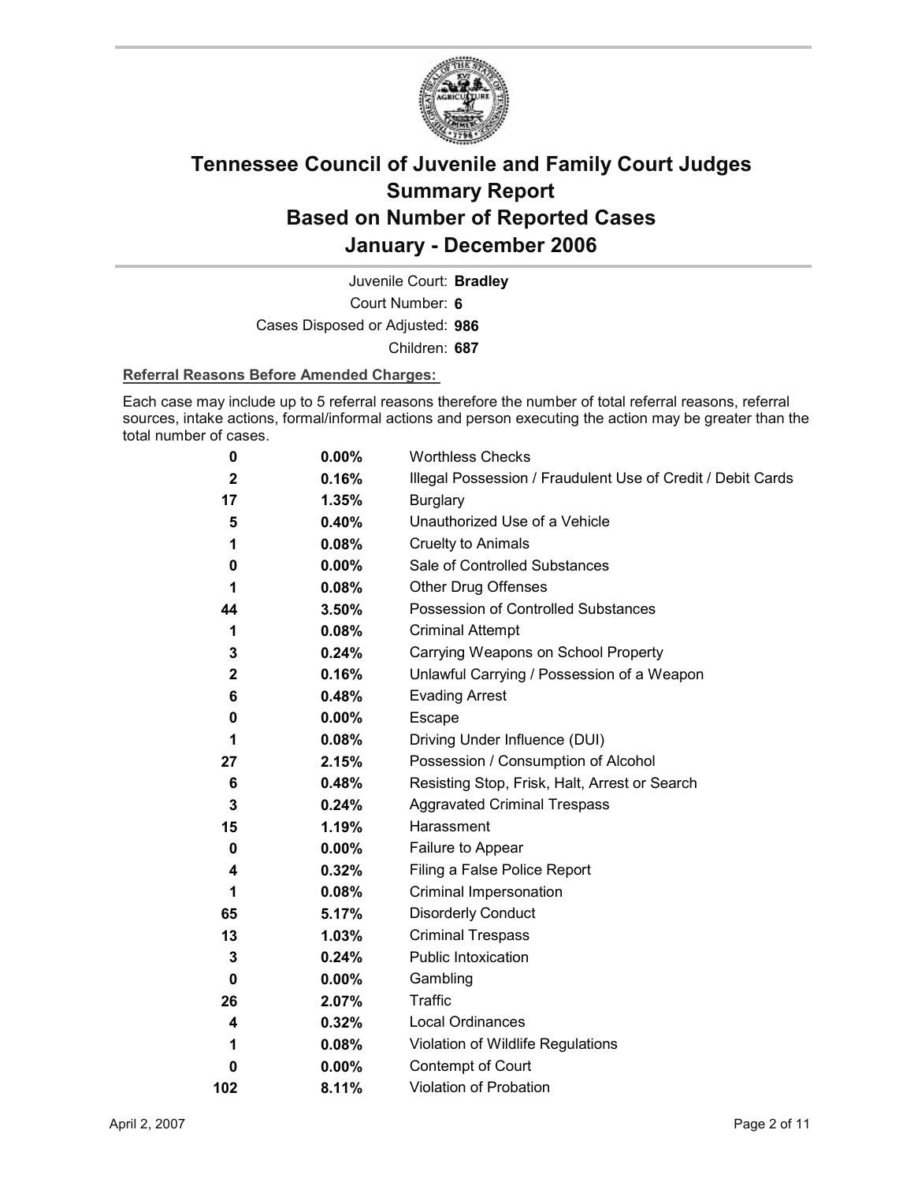# Tennessee Council of Juvenile and Family Court Judges
# Summary Report
# Based on Number of Reported Cases
# January - December 2006

Juvenile Court: **Bradley**

Court Number: **6**

Cases Disposed or Adjusted: **986**

Children: **687**

**Referral Reasons Before Amended Charges:**

Each case may include up to 5 referral reasons therefore the number of total referral reasons, referral sources, intake actions, formal/informal actions and person executing the action may be greater than the total number of cases.

| Count | Percent | Referral Reason |
|---|---|---|
| 0 | 0.00% | Worthless Checks |
| 2 | 0.16% | Illegal Possession / Fraudulent Use of Credit / Debit Cards |
| 17 | 1.35% | Burglary |
| 5 | 0.40% | Unauthorized Use of a Vehicle |
| 1 | 0.08% | Cruelty to Animals |
| 0 | 0.00% | Sale of Controlled Substances |
| 1 | 0.08% | Other Drug Offenses |
| 44 | 3.50% | Possession of Controlled Substances |
| 1 | 0.08% | Criminal Attempt |
| 3 | 0.24% | Carrying Weapons on School Property |
| 2 | 0.16% | Unlawful Carrying / Possession of a Weapon |
| 6 | 0.48% | Evading Arrest |
| 0 | 0.00% | Escape |
| 1 | 0.08% | Driving Under Influence (DUI) |
| 27 | 2.15% | Possession / Consumption of Alcohol |
| 6 | 0.48% | Resisting Stop, Frisk, Halt, Arrest or Search |
| 3 | 0.24% | Aggravated Criminal Trespass |
| 15 | 1.19% | Harassment |
| 0 | 0.00% | Failure to Appear |
| 4 | 0.32% | Filing a False Police Report |
| 1 | 0.08% | Criminal Impersonation |
| 65 | 5.17% | Disorderly Conduct |
| 13 | 1.03% | Criminal Trespass |
| 3 | 0.24% | Public Intoxication |
| 0 | 0.00% | Gambling |
| 26 | 2.07% | Traffic |
| 4 | 0.32% | Local Ordinances |
| 1 | 0.08% | Violation of Wildlife Regulations |
| 0 | 0.00% | Contempt of Court |
| 102 | 8.11% | Violation of Probation |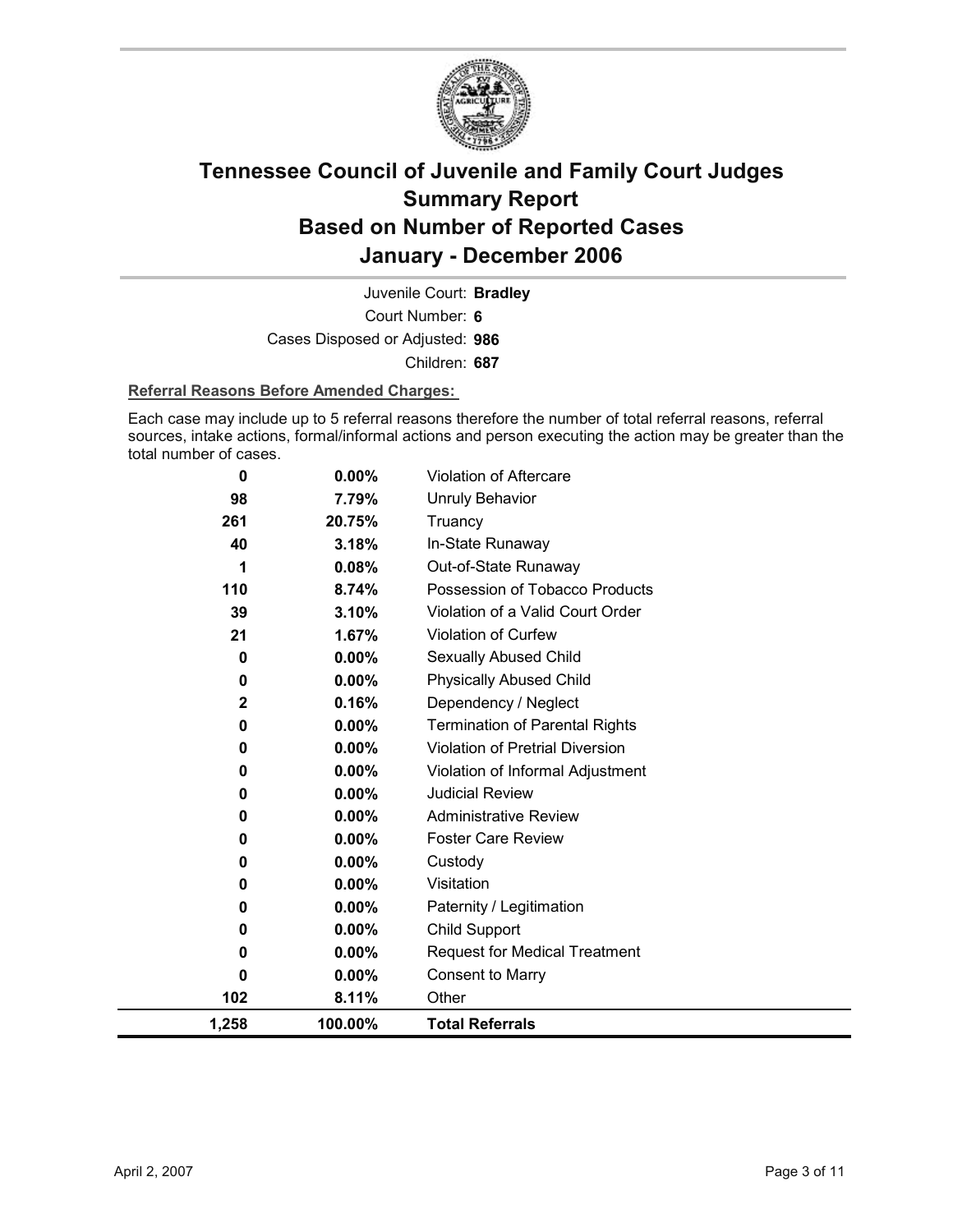# Tennessee Council of Juvenile and Family Court Judges Summary Report Based on Number of Reported Cases January - December 2006

Juvenile Court: **Bradley**

Court Number: **6**

Cases Disposed or Adjusted: **986**

Children: **687**

**Referral Reasons Before Amended Charges:**

Each case may include up to 5 referral reasons therefore the number of total referral reasons, referral sources, intake actions, formal/informal actions and person executing the action may be greater than the total number of cases.

| Count | Percent | Referral Reason |
|---|---|---|
| 0 | 0.00% | Violation of Aftercare |
| 98 | 7.79% | Unruly Behavior |
| 261 | 20.75% | Truancy |
| 40 | 3.18% | In-State Runaway |
| 1 | 0.08% | Out-of-State Runaway |
| 110 | 8.74% | Possession of Tobacco Products |
| 39 | 3.10% | Violation of a Valid Court Order |
| 21 | 1.67% | Violation of Curfew |
| 0 | 0.00% | Sexually Abused Child |
| 0 | 0.00% | Physically Abused Child |
| 2 | 0.16% | Dependency / Neglect |
| 0 | 0.00% | Termination of Parental Rights |
| 0 | 0.00% | Violation of Pretrial Diversion |
| 0 | 0.00% | Violation of Informal Adjustment |
| 0 | 0.00% | Judicial Review |
| 0 | 0.00% | Administrative Review |
| 0 | 0.00% | Foster Care Review |
| 0 | 0.00% | Custody |
| 0 | 0.00% | Visitation |
| 0 | 0.00% | Paternity / Legitimation |
| 0 | 0.00% | Child Support |
| 0 | 0.00% | Request for Medical Treatment |
| 0 | 0.00% | Consent to Marry |
| 102 | 8.11% | Other |
| **1,258** | **100.00%** | **Total Referrals** |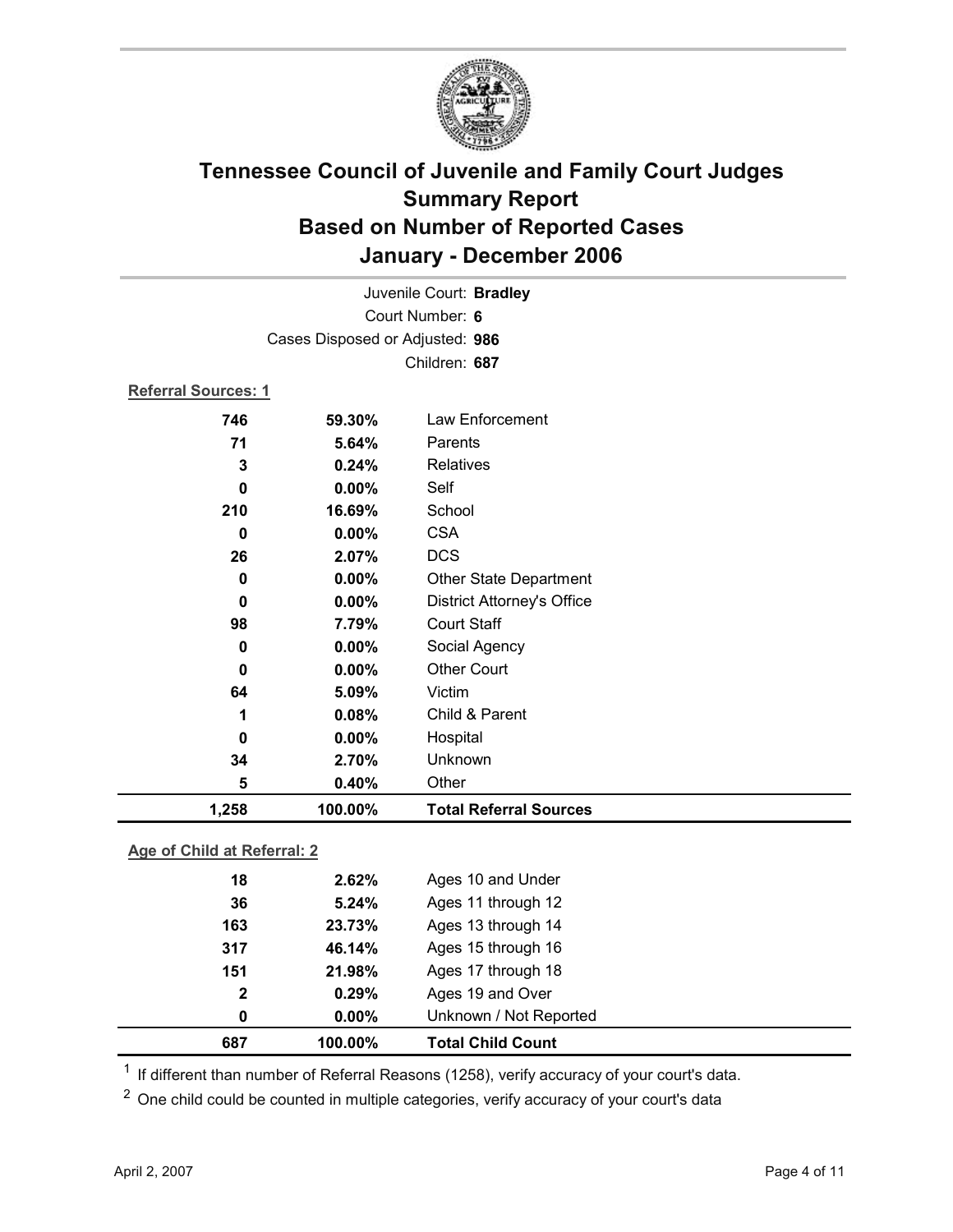# Tennessee Council of Juvenile and Family Court Judges
## Summary Report
## Based on Number of Reported Cases
## January - December 2006

Juvenile Court: **Bradley**
Court Number: **6**
Cases Disposed or Adjusted: **986**
Children: **687**

**Referral Sources: 1**

| Count | Percent | Source |
|---|---|---|
| 746 | 59.30% | Law Enforcement |
| 71 | 5.64% | Parents |
| 3 | 0.24% | Relatives |
| 0 | 0.00% | Self |
| 210 | 16.69% | School |
| 0 | 0.00% | CSA |
| 26 | 2.07% | DCS |
| 0 | 0.00% | Other State Department |
| 0 | 0.00% | District Attorney's Office |
| 98 | 7.79% | Court Staff |
| 0 | 0.00% | Social Agency |
| 0 | 0.00% | Other Court |
| 64 | 5.09% | Victim |
| 1 | 0.08% | Child & Parent |
| 0 | 0.00% | Hospital |
| 34 | 2.70% | Unknown |
| 5 | 0.40% | Other |
| **1,258** | **100.00%** | **Total Referral Sources** |

**Age of Child at Referral: 2**

| Count | Percent | Age |
|---|---|---|
| 18 | 2.62% | Ages 10 and Under |
| 36 | 5.24% | Ages 11 through 12 |
| 163 | 23.73% | Ages 13 through 14 |
| 317 | 46.14% | Ages 15 through 16 |
| 151 | 21.98% | Ages 17 through 18 |
| 2 | 0.29% | Ages 19 and Over |
| 0 | 0.00% | Unknown / Not Reported |
| **687** | **100.00%** | **Total Child Count** |

[1] If different than number of Referral Reasons (1258), verify accuracy of your court's data.

[2] One child could be counted in multiple categories, verify accuracy of your court's data

April 2, 2007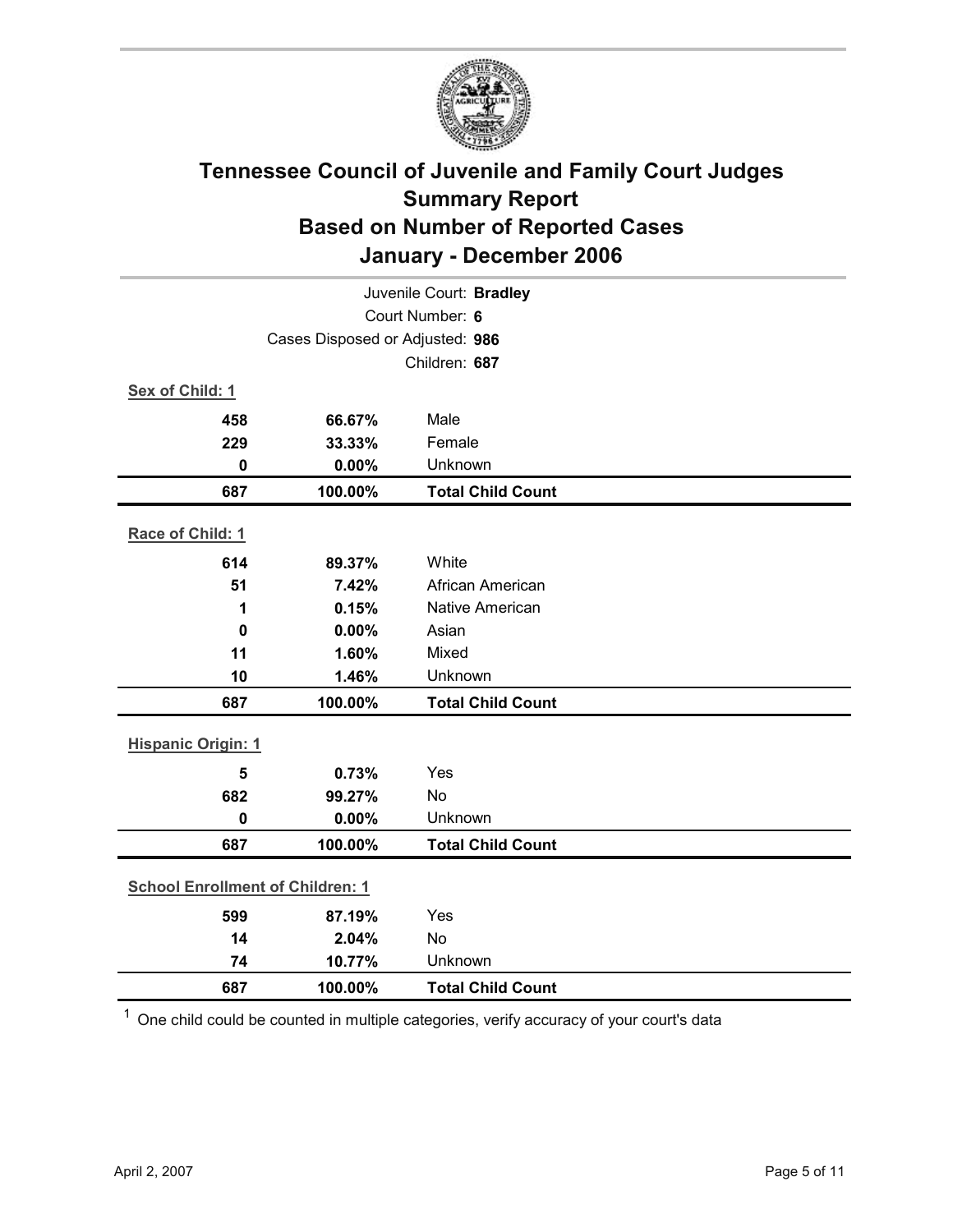# Tennessee Council of Juvenile and Family Court Judges
## Summary Report
## Based on Number of Reported Cases
## January - December 2006

Juvenile Court: **Bradley**
Court Number: **6**
Cases Disposed or Adjusted: **986**
Children: **687**

**Sex of Child: 1**

| | | |
|---|---|---|
| **458** | **66.67%** | Male |
| **229** | **33.33%** | Female |
| **0** | **0.00%** | Unknown |
| **687** | **100.00%** | **Total Child Count** |

**Race of Child: 1**

| | | |
|---|---|---|
| **614** | **89.37%** | White |
| **51** | **7.42%** | African American |
| **1** | **0.15%** | Native American |
| **0** | **0.00%** | Asian |
| **11** | **1.60%** | Mixed |
| **10** | **1.46%** | Unknown |
| **687** | **100.00%** | **Total Child Count** |

**Hispanic Origin: 1**

| | | |
|---|---|---|
| **5** | **0.73%** | Yes |
| **682** | **99.27%** | No |
| **0** | **0.00%** | Unknown |
| **687** | **100.00%** | **Total Child Count** |

**School Enrollment of Children: 1**

| | | |
|---|---|---|
| **599** | **87.19%** | Yes |
| **14** | **2.04%** | No |
| **74** | **10.77%** | Unknown |
| **687** | **100.00%** | **Total Child Count** |

[1] One child could be counted in multiple categories, verify accuracy of your court's data

April 2, 2007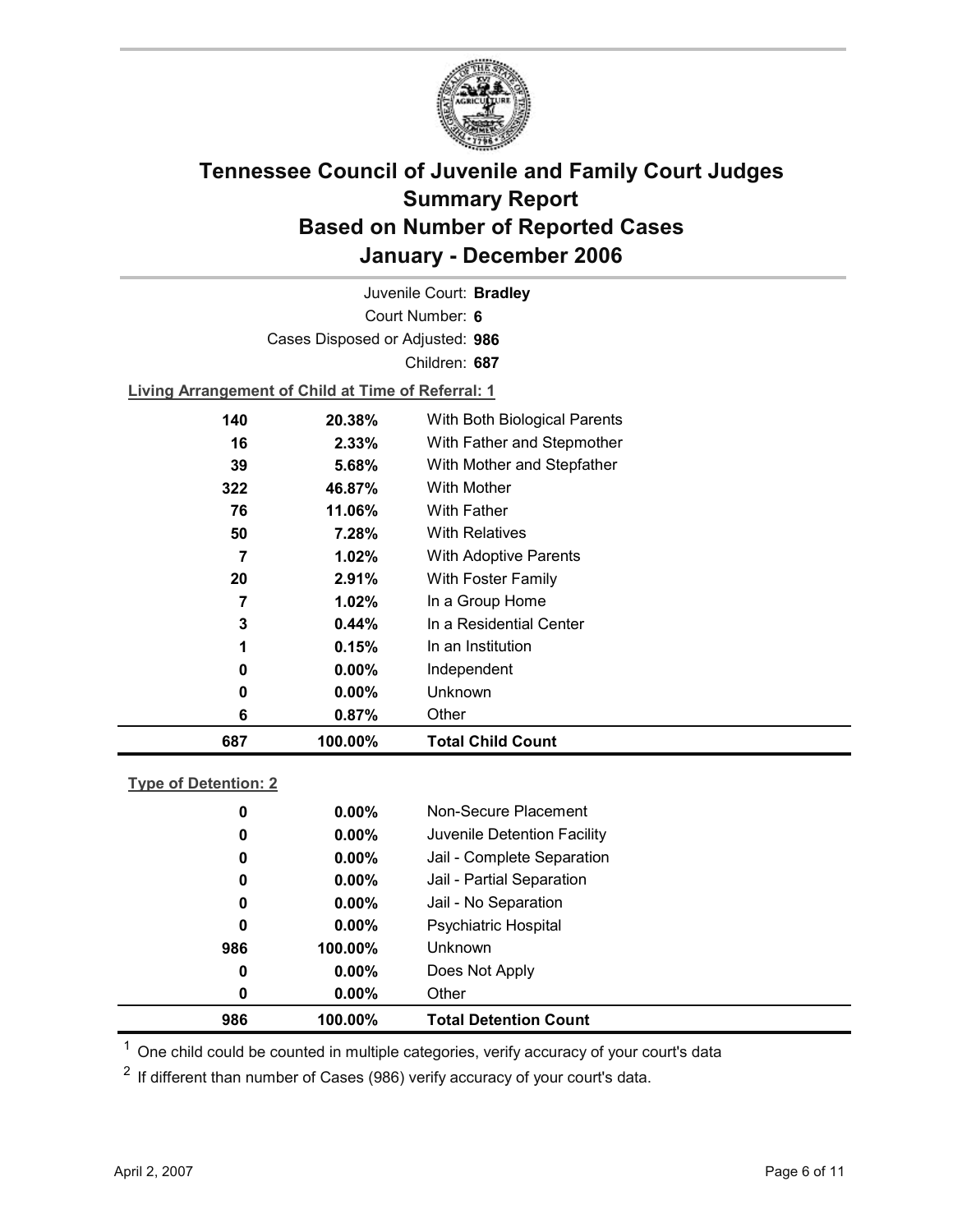# Tennessee Council of Juvenile and Family Court Judges
## Summary Report
## Based on Number of Reported Cases
## January - December 2006

Juvenile Court: **Bradley**

Court Number: **6**

Cases Disposed or Adjusted: **986**

Children: **687**

**Living Arrangement of Child at Time of Referral: 1**

| Count | Percent | Category |
|---|---|---|
| 140 | 20.38% | With Both Biological Parents |
| 16 | 2.33% | With Father and Stepmother |
| 39 | 5.68% | With Mother and Stepfather |
| 322 | 46.87% | With Mother |
| 76 | 11.06% | With Father |
| 50 | 7.28% | With Relatives |
| 7 | 1.02% | With Adoptive Parents |
| 20 | 2.91% | With Foster Family |
| 7 | 1.02% | In a Group Home |
| 3 | 0.44% | In a Residential Center |
| 1 | 0.15% | In an Institution |
| 0 | 0.00% | Independent |
| 0 | 0.00% | Unknown |
| 6 | 0.87% | Other |
| **687** | **100.00%** | **Total Child Count** |

**Type of Detention: 2**

| Count | Percent | Category |
|---|---|---|
| 0 | 0.00% | Non-Secure Placement |
| 0 | 0.00% | Juvenile Detention Facility |
| 0 | 0.00% | Jail - Complete Separation |
| 0 | 0.00% | Jail - Partial Separation |
| 0 | 0.00% | Jail - No Separation |
| 0 | 0.00% | Psychiatric Hospital |
| 986 | 100.00% | Unknown |
| 0 | 0.00% | Does Not Apply |
| 0 | 0.00% | Other |
| **986** | **100.00%** | **Total Detention Count** |

[1] One child could be counted in multiple categories, verify accuracy of your court's data

[2] If different than number of Cases (986) verify accuracy of your court's data.

April 2, 2007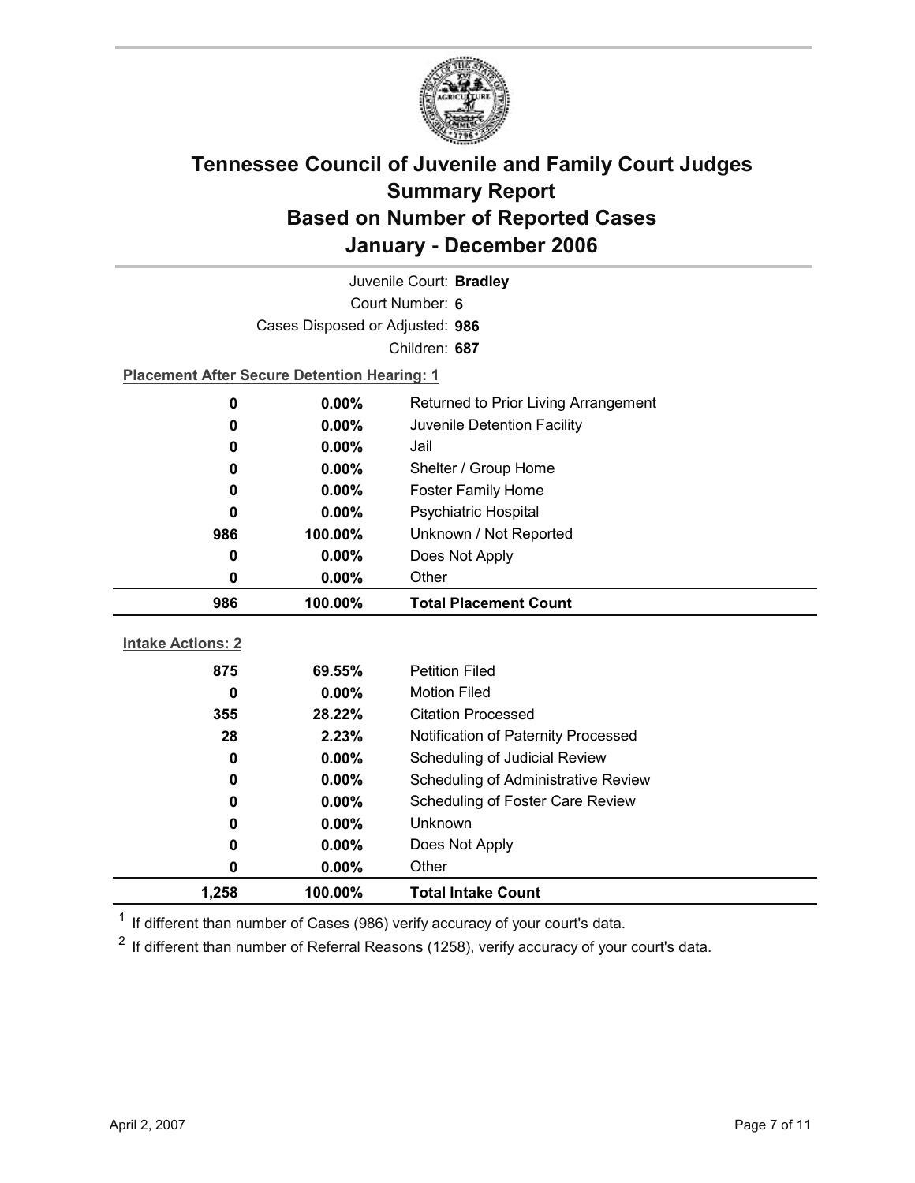# Tennessee Council of Juvenile and Family Court Judges
## Summary Report
## Based on Number of Reported Cases
## January - December 2006

Juvenile Court: **Bradley**

Court Number: **6**

Cases Disposed or Adjusted: **986**

Children: **687**

**Placement After Secure Detention Hearing: 1**

| Count | Percent | Placement |
|---|---|---|
| 0 | 0.00% | Returned to Prior Living Arrangement |
| 0 | 0.00% | Juvenile Detention Facility |
| 0 | 0.00% | Jail |
| 0 | 0.00% | Shelter / Group Home |
| 0 | 0.00% | Foster Family Home |
| 0 | 0.00% | Psychiatric Hospital |
| 986 | 100.00% | Unknown / Not Reported |
| 0 | 0.00% | Does Not Apply |
| 0 | 0.00% | Other |
| **986** | **100.00%** | **Total Placement Count** |

**Intake Actions: 2**

| Count | Percent | Intake Action |
|---|---|---|
| 875 | 69.55% | Petition Filed |
| 0 | 0.00% | Motion Filed |
| 355 | 28.22% | Citation Processed |
| 28 | 2.23% | Notification of Paternity Processed |
| 0 | 0.00% | Scheduling of Judicial Review |
| 0 | 0.00% | Scheduling of Administrative Review |
| 0 | 0.00% | Scheduling of Foster Care Review |
| 0 | 0.00% | Unknown |
| 0 | 0.00% | Does Not Apply |
| 0 | 0.00% | Other |
| **1,258** | **100.00%** | **Total Intake Count** |

[1] If different than number of Cases (986) verify accuracy of your court's data.

[2] If different than number of Referral Reasons (1258), verify accuracy of your court's data.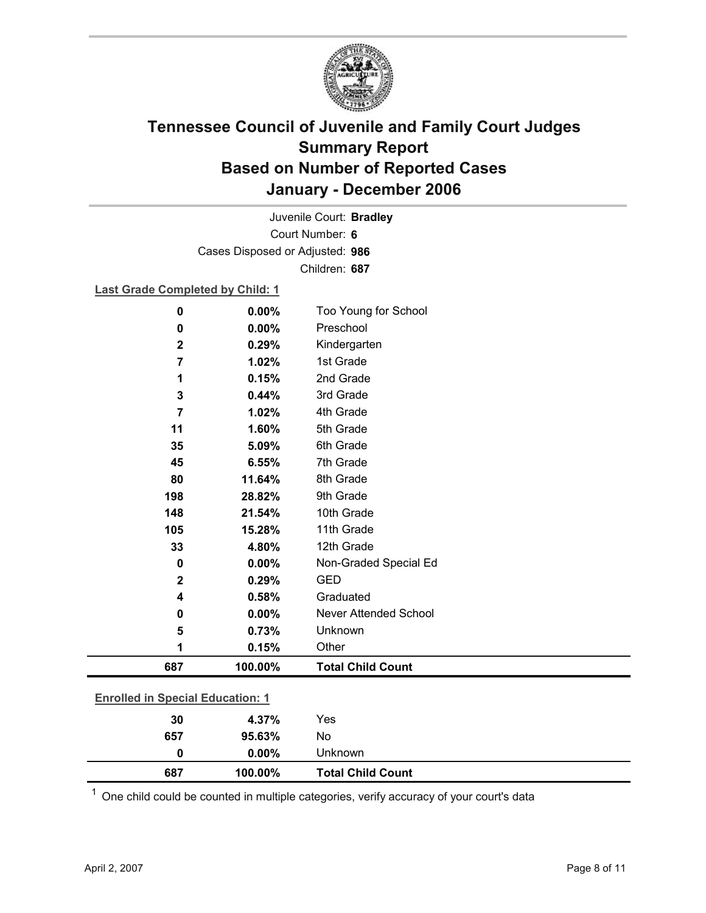# Tennessee Council of Juvenile and Family Court Judges
## Summary Report
## Based on Number of Reported Cases
## January - December 2006

Juvenile Court: **Bradley**
Court Number: **6**
Cases Disposed or Adjusted: **986**
Children: **687**

**Last Grade Completed by Child: 1**

| Count | Percent | Category |
|---|---|---|
| 0 | 0.00% | Too Young for School |
| 0 | 0.00% | Preschool |
| 2 | 0.29% | Kindergarten |
| 7 | 1.02% | 1st Grade |
| 1 | 0.15% | 2nd Grade |
| 3 | 0.44% | 3rd Grade |
| 7 | 1.02% | 4th Grade |
| 11 | 1.60% | 5th Grade |
| 35 | 5.09% | 6th Grade |
| 45 | 6.55% | 7th Grade |
| 80 | 11.64% | 8th Grade |
| 198 | 28.82% | 9th Grade |
| 148 | 21.54% | 10th Grade |
| 105 | 15.28% | 11th Grade |
| 33 | 4.80% | 12th Grade |
| 0 | 0.00% | Non-Graded Special Ed |
| 2 | 0.29% | GED |
| 4 | 0.58% | Graduated |
| 0 | 0.00% | Never Attended School |
| 5 | 0.73% | Unknown |
| 1 | 0.15% | Other |
| **687** | **100.00%** | **Total Child Count** |

**Enrolled in Special Education: 1**

| Count | Percent | Category |
|---|---|---|
| 30 | 4.37% | Yes |
| 657 | 95.63% | No |
| 0 | 0.00% | Unknown |
| **687** | **100.00%** | **Total Child Count** |

[1] One child could be counted in multiple categories, verify accuracy of your court's data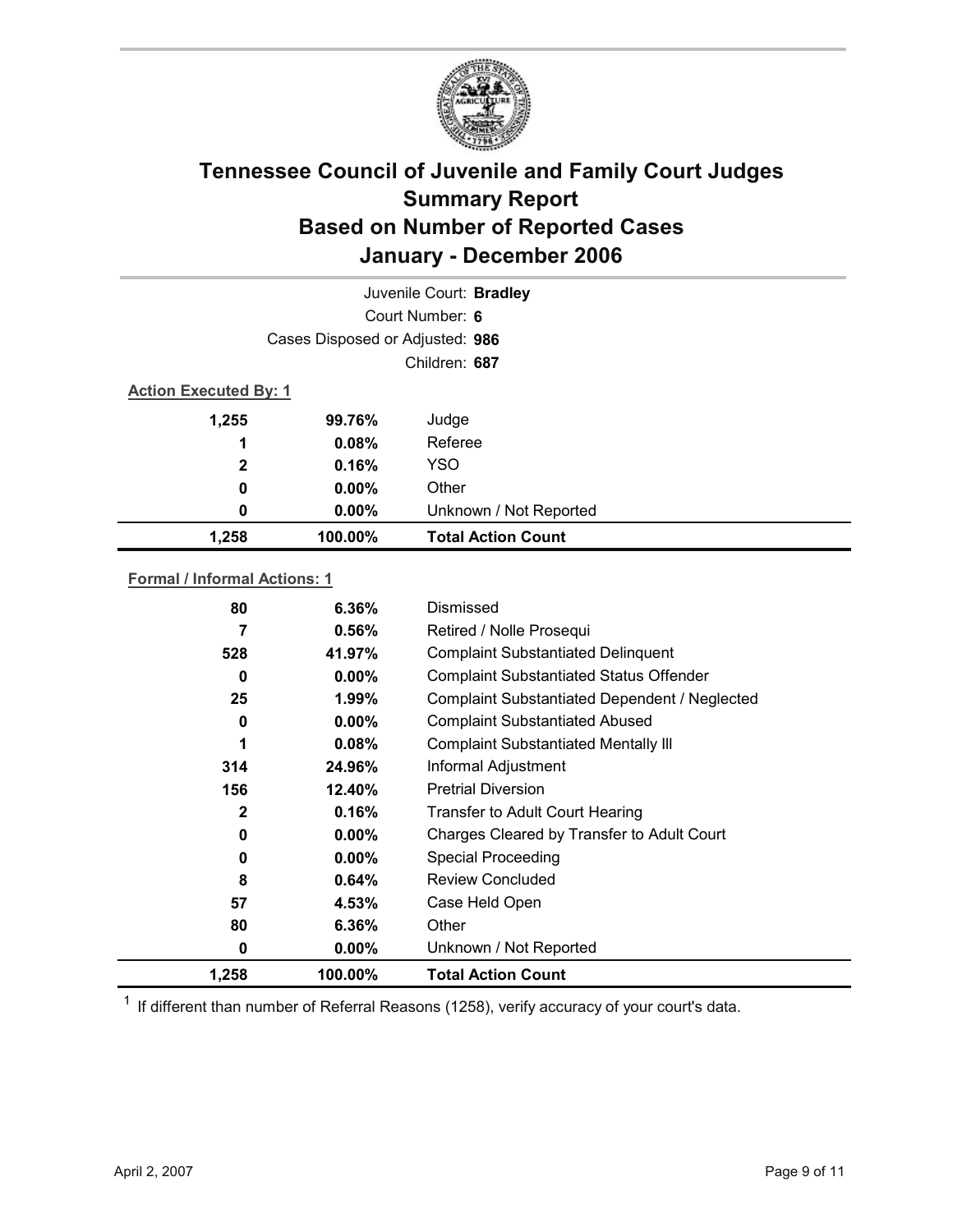# Tennessee Council of Juvenile and Family Court Judges
## Summary Report
## Based on Number of Reported Cases
## January - December 2006

Juvenile Court: **Bradley**

Court Number: **6**

Cases Disposed or Adjusted: **986**

Children: **687**

**Action Executed By: 1**

| Count | Percent | Action Executed By |
|---|---|---|
| 1,255 | 99.76% | Judge |
| 1 | 0.08% | Referee |
| 2 | 0.16% | YSO |
| 0 | 0.00% | Other |
| 0 | 0.00% | Unknown / Not Reported |
| **1,258** | **100.00%** | **Total Action Count** |

**Formal / Informal Actions: 1**

| Count | Percent | Formal / Informal Action |
|---|---|---|
| 80 | 6.36% | Dismissed |
| 7 | 0.56% | Retired / Nolle Prosequi |
| 528 | 41.97% | Complaint Substantiated Delinquent |
| 0 | 0.00% | Complaint Substantiated Status Offender |
| 25 | 1.99% | Complaint Substantiated Dependent / Neglected |
| 0 | 0.00% | Complaint Substantiated Abused |
| 1 | 0.08% | Complaint Substantiated Mentally Ill |
| 314 | 24.96% | Informal Adjustment |
| 156 | 12.40% | Pretrial Diversion |
| 2 | 0.16% | Transfer to Adult Court Hearing |
| 0 | 0.00% | Charges Cleared by Transfer to Adult Court |
| 0 | 0.00% | Special Proceeding |
| 8 | 0.64% | Review Concluded |
| 57 | 4.53% | Case Held Open |
| 80 | 6.36% | Other |
| 0 | 0.00% | Unknown / Not Reported |
| **1,258** | **100.00%** | **Total Action Count** |

[1] If different than number of Referral Reasons (1258), verify accuracy of your court's data.

April 2, 2007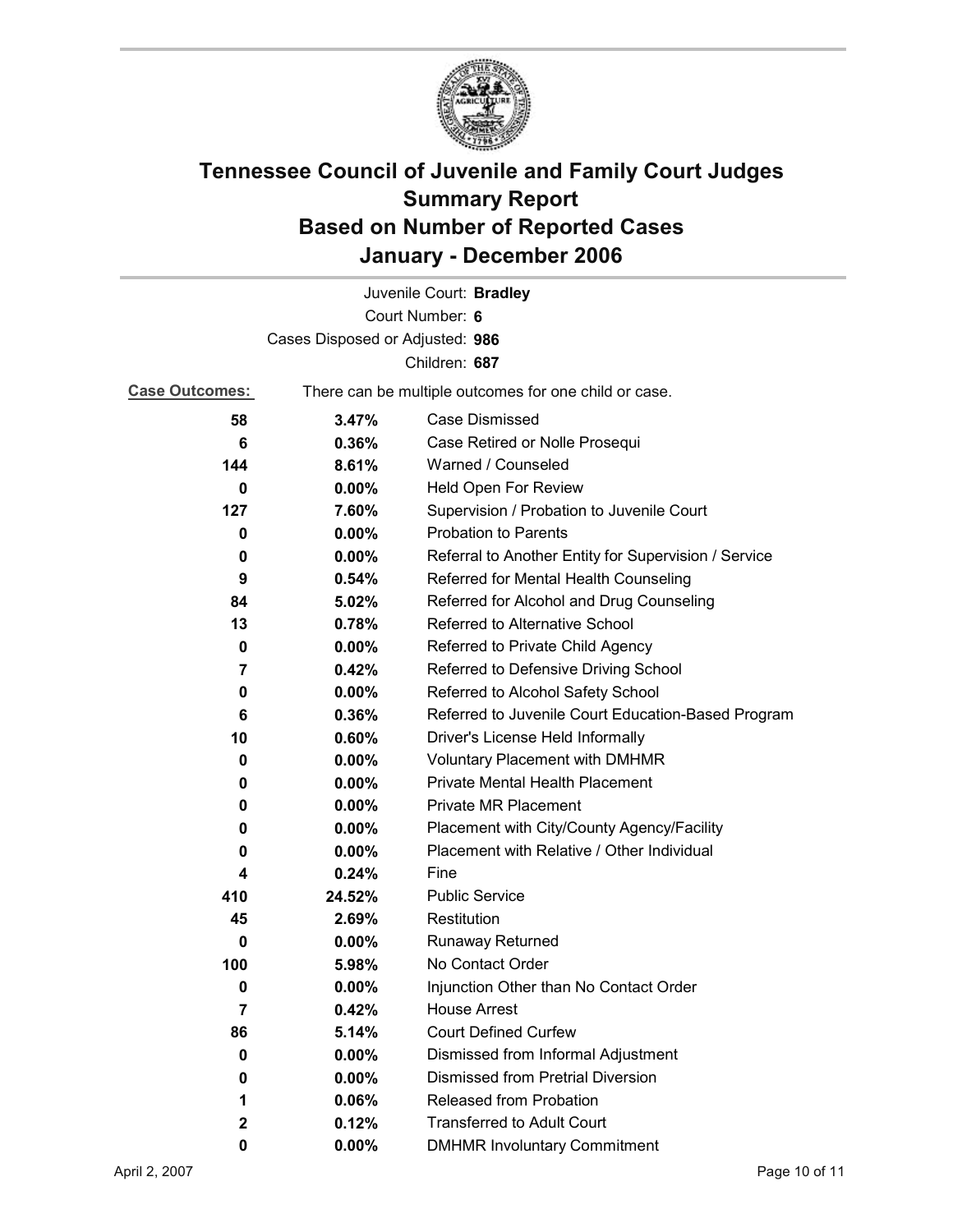# Tennessee Council of Juvenile and Family Court Judges Summary Report Based on Number of Reported Cases January - December 2006

Juvenile Court: **Bradley**
Court Number: **6**
Cases Disposed or Adjusted: **986**
Children: **687**

**Case Outcomes:** There can be multiple outcomes for one child or case.

| Count | Percent | Outcome |
|---|---|---|
| 58 | 3.47% | Case Dismissed |
| 6 | 0.36% | Case Retired or Nolle Prosequi |
| 144 | 8.61% | Warned / Counseled |
| 0 | 0.00% | Held Open For Review |
| 127 | 7.60% | Supervision / Probation to Juvenile Court |
| 0 | 0.00% | Probation to Parents |
| 0 | 0.00% | Referral to Another Entity for Supervision / Service |
| 9 | 0.54% | Referred for Mental Health Counseling |
| 84 | 5.02% | Referred for Alcohol and Drug Counseling |
| 13 | 0.78% | Referred to Alternative School |
| 0 | 0.00% | Referred to Private Child Agency |
| 7 | 0.42% | Referred to Defensive Driving School |
| 0 | 0.00% | Referred to Alcohol Safety School |
| 6 | 0.36% | Referred to Juvenile Court Education-Based Program |
| 10 | 0.60% | Driver's License Held Informally |
| 0 | 0.00% | Voluntary Placement with DMHMR |
| 0 | 0.00% | Private Mental Health Placement |
| 0 | 0.00% | Private MR Placement |
| 0 | 0.00% | Placement with City/County Agency/Facility |
| 0 | 0.00% | Placement with Relative / Other Individual |
| 4 | 0.24% | Fine |
| 410 | 24.52% | Public Service |
| 45 | 2.69% | Restitution |
| 0 | 0.00% | Runaway Returned |
| 100 | 5.98% | No Contact Order |
| 0 | 0.00% | Injunction Other than No Contact Order |
| 7 | 0.42% | House Arrest |
| 86 | 5.14% | Court Defined Curfew |
| 0 | 0.00% | Dismissed from Informal Adjustment |
| 0 | 0.00% | Dismissed from Pretrial Diversion |
| 1 | 0.06% | Released from Probation |
| 2 | 0.12% | Transferred to Adult Court |
| 0 | 0.00% | DMHMR Involuntary Commitment |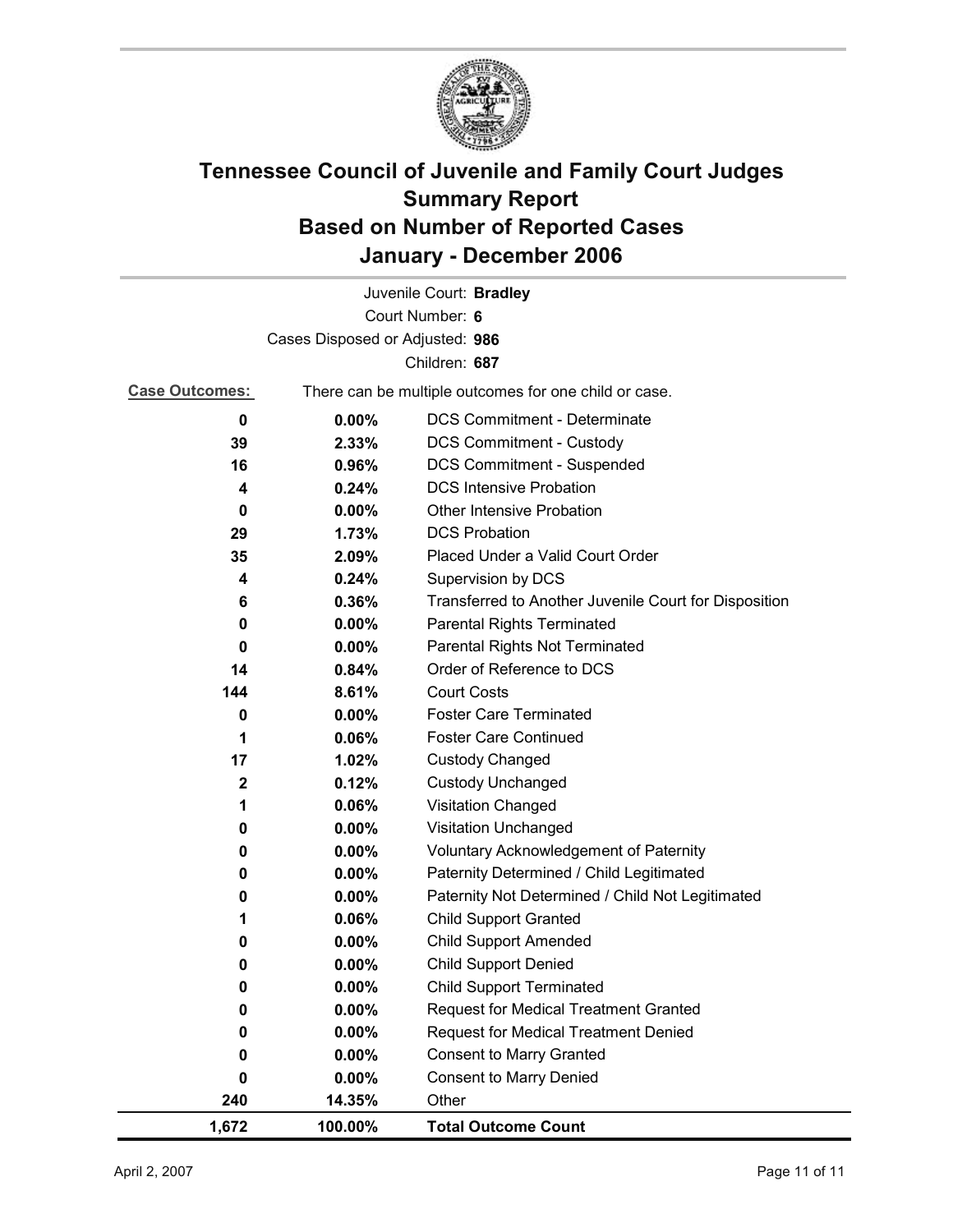# Tennessee Council of Juvenile and Family Court Judges Summary Report Based on Number of Reported Cases January - December 2006

Juvenile Court: **Bradley**

Court Number: **6**

Cases Disposed or Adjusted: **986**

Children: **687**

**Case Outcomes:** There can be multiple outcomes for one child or case.

| | | |
|---|---|---|
| **0** | **0.00%** | DCS Commitment - Determinate |
| **39** | **2.33%** | DCS Commitment - Custody |
| **16** | **0.96%** | DCS Commitment - Suspended |
| **4** | **0.24%** | DCS Intensive Probation |
| **0** | **0.00%** | Other Intensive Probation |
| **29** | **1.73%** | DCS Probation |
| **35** | **2.09%** | Placed Under a Valid Court Order |
| **4** | **0.24%** | Supervision by DCS |
| **6** | **0.36%** | Transferred to Another Juvenile Court for Disposition |
| **0** | **0.00%** | Parental Rights Terminated |
| **0** | **0.00%** | Parental Rights Not Terminated |
| **14** | **0.84%** | Order of Reference to DCS |
| **144** | **8.61%** | Court Costs |
| **0** | **0.00%** | Foster Care Terminated |
| **1** | **0.06%** | Foster Care Continued |
| **17** | **1.02%** | Custody Changed |
| **2** | **0.12%** | Custody Unchanged |
| **1** | **0.06%** | Visitation Changed |
| **0** | **0.00%** | Visitation Unchanged |
| **0** | **0.00%** | Voluntary Acknowledgement of Paternity |
| **0** | **0.00%** | Paternity Determined / Child Legitimated |
| **0** | **0.00%** | Paternity Not Determined / Child Not Legitimated |
| **1** | **0.06%** | Child Support Granted |
| **0** | **0.00%** | Child Support Amended |
| **0** | **0.00%** | Child Support Denied |
| **0** | **0.00%** | Child Support Terminated |
| **0** | **0.00%** | Request for Medical Treatment Granted |
| **0** | **0.00%** | Request for Medical Treatment Denied |
| **0** | **0.00%** | Consent to Marry Granted |
| **0** | **0.00%** | Consent to Marry Denied |
| **240** | **14.35%** | Other |
| **1,672** | **100.00%** | **Total Outcome Count** |

April 2, 2007